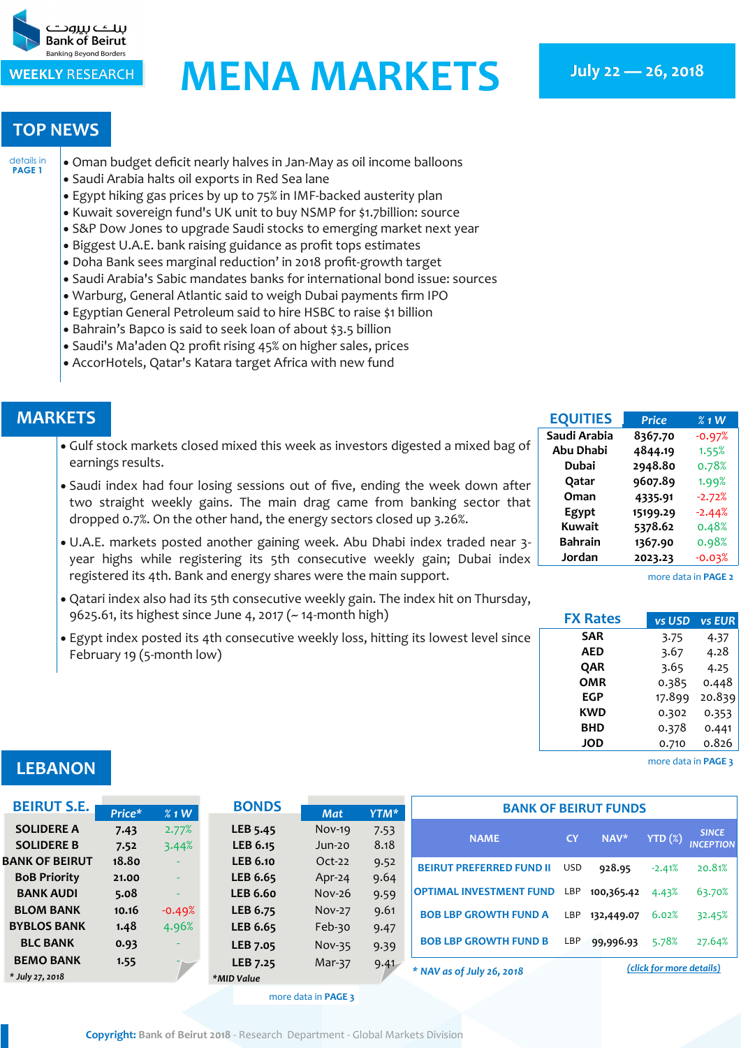بنك بيروت
Bank of Beirut
Banking Beyond Borders

WEEKLY RESEARCH

# MENA MARKETS

**July 22 — 26, 2018**

## TOP NEWS

details in **PAGE 1**

- Oman budget deficit nearly halves in Jan-May as oil income balloons
- Saudi Arabia halts oil exports in Red Sea lane
- Egypt hiking gas prices by up to 75% in IMF-backed austerity plan
- Kuwait sovereign fund's UK unit to buy NSMP for $1.7billion: source
- S&P Dow Jones to upgrade Saudi stocks to emerging market next year
- Biggest U.A.E. bank raising guidance as profit tops estimates
- Doha Bank sees marginal reduction' in 2018 profit-growth target
- Saudi Arabia's Sabic mandates banks for international bond issue: sources
- Warburg, General Atlantic said to weigh Dubai payments firm IPO
- Egyptian General Petroleum said to hire HSBC to raise $1 billion
- Bahrain's Bapco is said to seek loan of about $3.5 billion
- Saudi's Ma'aden Q2 profit rising 45% on higher sales, prices
- AccorHotels, Qatar's Katara target Africa with new fund

## MARKETS

- Gulf stock markets closed mixed this week as investors digested a mixed bag of earnings results.
- Saudi index had four losing sessions out of five, ending the week down after two straight weekly gains. The main drag came from banking sector that dropped 0.7%. On the other hand, the energy sectors closed up 3.26%.
- U.A.E. markets posted another gaining week. Abu Dhabi index traded near 3-year highs while registering its 5th consecutive weekly gain; Dubai index registered its 4th. Bank and energy shares were the main support.
- Qatari index also had its 5th consecutive weekly gain. The index hit on Thursday, 9625.61, its highest since June 4, 2017 (~ 14-month high)
- Egypt index posted its 4th consecutive weekly loss, hitting its lowest level since February 19 (5-month low)

| EQUITIES | Price | % 1 W |
|---|---|---|
| Saudi Arabia | 8367.70 | -0.97% |
| Abu Dhabi | 4844.19 | 1.55% |
| Dubai | 2948.80 | 0.78% |
| Qatar | 9607.89 | 1.99% |
| Oman | 4335.91 | -2.72% |
| Egypt | 15199.29 | -2.44% |
| Kuwait | 5378.62 | 0.48% |
| Bahrain | 1367.90 | 0.98% |
| Jordan | 2023.23 | -0.03% |

more data in **PAGE 2**

| FX Rates | vs USD | vs EUR |
|---|---|---|
| SAR | 3.75 | 4.37 |
| AED | 3.67 | 4.28 |
| QAR | 3.65 | 4.25 |
| OMR | 0.385 | 0.448 |
| EGP | 17.899 | 20.839 |
| KWD | 0.302 | 0.353 |
| BHD | 0.378 | 0.441 |
| JOD | 0.710 | 0.826 |

more data in **PAGE 3**

## LEBANON

| BEIRUT S.E. | Price* | % 1 W |
|---|---|---|
| SOLIDERE A | 7.43 | 2.77% |
| SOLIDERE B | 7.52 | 3.44% |
| BANK OF BEIRUT | 18.80 | - |
| BoB Priority | 21.00 | - |
| BANK AUDI | 5.08 | - |
| BLOM BANK | 10.16 | -0.49% |
| BYBLOS BANK | 1.48 | 4.96% |
| BLC BANK | 0.93 | - |
| BEMO BANK | 1.55 | - |

\* July 27, 2018

| BONDS | Mat | YTM* |
|---|---|---|
| LEB 5.45 | Nov-19 | 7.53 |
| LEB 6.15 | Jun-20 | 8.18 |
| LEB 6.10 | Oct-22 | 9.52 |
| LEB 6.65 | Apr-24 | 9.64 |
| LEB 6.60 | Nov-26 | 9.59 |
| LEB 6.75 | Nov-27 | 9.61 |
| LEB 6.65 | Feb-30 | 9.47 |
| LEB 7.05 | Nov-35 | 9.39 |
| LEB 7.25 | Mar-37 | 9.41 |

*MID Value

more data in **PAGE 3**

### BANK OF BEIRUT FUNDS

| NAME | CY | NAV* | YTD (%) | SINCE INCEPTION |
|---|---|---|---|---|
| BEIRUT PREFERRED FUND II | USD | 928.95 | -2.41% | 20.81% |
| OPTIMAL INVESTMENT FUND | LBP | 100,365.42 | 4.43% | 63.70% |
| BOB LBP GROWTH FUND A | LBP | 132,449.07 | 6.02% | 32.45% |
| BOB LBP GROWTH FUND B | LBP | 99,996.93 | 5.78% | 27.64% |

\* NAV as of July 26, 2018

(click for more details)

**Copyright:** Bank of Beirut 2018 - Research Department - Global Markets Division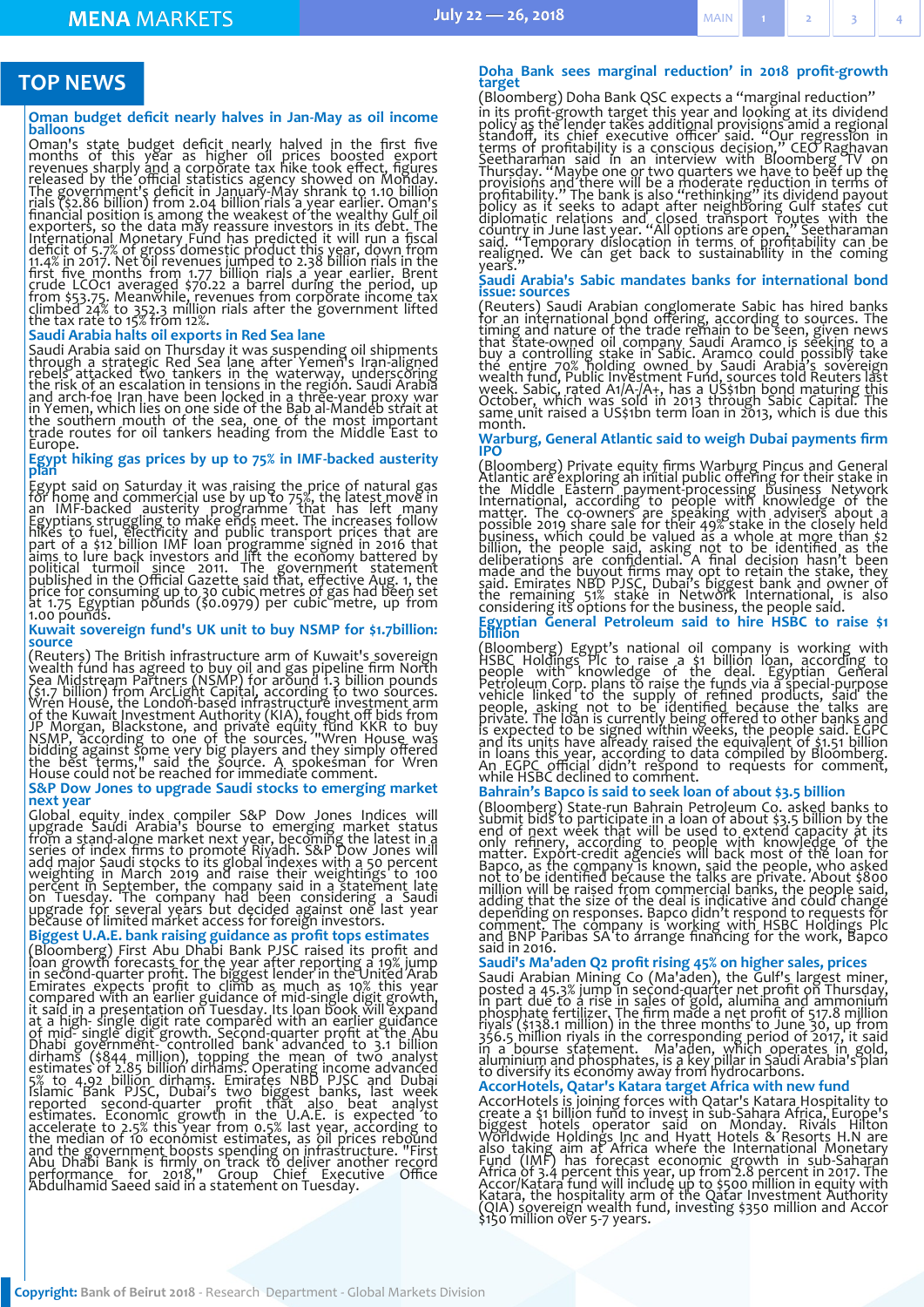# TOP NEWS

### Oman budget deficit nearly halves in Jan-May as oil income balloons

Oman's state budget deficit nearly halved in the first five months of this year as higher oil prices boosted export revenues sharply and a corporate tax hike took effect, figures released by the official statistics agency showed on Monday. The government's deficit in January-May shrank to 1.10 billion rials ($2.86 billion) from 2.04 billion rials a year earlier. Oman's financial position is among the weakest of the wealthy Gulf oil exporters, so the data may reassure investors in its debt. The International Monetary Fund has predicted it will run a fiscal deficit of 5.7% of gross domestic product this year, down from 11.4% in 2017. Net oil revenues jumped to 2.38 billion rials in the first five months from 1.77 billion rials a year earlier. Brent crude LCOc1 averaged $70.22 a barrel during the period, up from $53.75. Meanwhile, revenues from corporate income tax climbed 24% to 352.3 million rials after the government lifted the tax rate to 15% from 12%.

### Saudi Arabia halts oil exports in Red Sea lane

Saudi Arabia said on Thursday it was suspending oil shipments through a strategic Red Sea lane after Yemen's Iran-aligned rebels attacked two tankers in the waterway, underscoring the risk of an escalation in tensions in the region. Saudi Arabia and arch-foe Iran have been locked in a three-year proxy war in Yemen, which lies on one side of the Bab al-Mandeb strait at the southern mouth of the sea, one of the most important trade routes for oil tankers heading from the Middle East to Europe.

### Egypt hiking gas prices by up to 75% in IMF-backed austerity plan

Egypt said on Saturday it was raising the price of natural gas for home and commercial use by up to 75%, the latest move in an IMF-backed austerity programme that has left many Egyptians struggling to make ends meet. The increases follow hikes to fuel, electricity and public transport prices that are part of a $12 billion IMF loan programme signed in 2016 that aims to lure back investors and lift the economy battered by political turmoil since 2011. The government statement published in the Official Gazette said that, effective Aug. 1, the price for consuming up to 30 cubic metres of gas had been set at 1.75 Egyptian pounds ($0.0979) per cubic metre, up from 1.00 pounds.

### Kuwait sovereign fund's UK unit to buy NSMP for $1.7billion: source

(Reuters) The British infrastructure arm of Kuwait's sovereign wealth fund has agreed to buy oil and gas pipeline firm North Sea Midstream Partners (NSMP) for around 1.3 billion pounds ($1.7 billion) from ArcLight Capital, according to two sources. Wren House, the London-based infrastructure investment arm of the Kuwait Investment Authority (KIA), fought off bids from JP Morgan, Blackstone, and private equity fund KKR to buy NSMP, according to one of the sources. "Wren House was bidding against some very big players and they simply offered the best terms," said the source. A spokesman for Wren House could not be reached for immediate comment.

### S&P Dow Jones to upgrade Saudi stocks to emerging market next year

Global equity index compiler S&P Dow Jones Indices will upgrade Saudi Arabia's bourse to emerging market status from a stand-alone market next year, becoming the latest in a series of index firms to promote Riyadh. S&P Dow Jones will add major Saudi stocks to its global indexes with a 50 percent weighting in March 2019 and raise their weightings to 100 percent in September, the company said in a statement late on Tuesday. The company had been considering a Saudi upgrade for several years but decided against one last year because of limited market access for foreign investors.

### Biggest U.A.E. bank raising guidance as profit tops estimates

(Bloomberg) First Abu Dhabi Bank PJSC raised its profit and loan growth forecasts for the year after reporting a 19% jump in second-quarter profit. The biggest lender in the United Arab Emirates expects profit to climb as much as 10% this year compared with an earlier guidance of mid-single digit growth, it said in a presentation on Tuesday. Its loan book will expand at a high- single digit rate compared with an earlier guidance of mid- single digit growth. Second-quarter profit at the Abu Dhabi government- controlled bank advanced to 3.1 billion dirhams ($844 million), topping the mean of two analyst estimates of 2.85 billion dirhams. Operating income advanced 5% to 4.92 billion dirhams. Emirates NBD PJSC and Dubai Islamic Bank PJSC, Dubai's two biggest banks, last week reported second-quarter profit that also beat analyst estimates. Economic growth in the U.A.E. is expected to accelerate to 2.5% this year from 0.5% last year, according to the median of 10 economist estimates, as oil prices rebound and the government boosts spending on infrastructure. "First Abu Dhabi Bank is firmly on track to deliver another record performance for 2018," Group Chief Executive Office Abdulhamid Saeed said in a statement on Tuesday.

### Doha Bank sees marginal reduction' in 2018 profit-growth target

(Bloomberg) Doha Bank QSC expects a "marginal reduction" in its profit-growth target this year and looking at its dividend policy as the lender takes additional provisions amid a regional standoff, its chief executive officer said. "Our regression in terms of profitability is a conscious decision," CEO Raghavan Seetharaman said in an interview with Bloomberg TV on Thursday. "Maybe one or two quarters we have to beef up the provisions and there will be a moderate reduction in terms of profitability." The bank is also "rethinking" its dividend payout policy as it seeks to adapt after neighboring Gulf states cut diplomatic relations and closed transport routes with the country in June last year. "All options are open," Seetharaman said. "Temporary dislocation in terms of profitability can be realigned. We can get back to sustainability in the coming years."

### Saudi Arabia's Sabic mandates banks for international bond issue: sources

(Reuters) Saudi Arabian conglomerate Sabic has hired banks for an international bond offering, according to sources. The timing and nature of the trade remain to be seen, given news that state-owned oil company Saudi Aramco is seeking to a buy a controlling stake in Sabic. Aramco could possibly take the entire 70% holding owned by Saudi Arabia's sovereign wealth fund, Public Investment Fund, sources told Reuters last week. Sabic, which is rated A1/A-/A+, has a US$1bn bond maturing this October, which was sold in 2013 through Sabic Capital. The same unit raised a US$1bn term loan in 2013, which is due this month.

### Warburg, General Atlantic said to weigh Dubai payments firm IPO

(Bloomberg) Private equity firms Warburg Pincus and General Atlantic are exploring an initial public offering for their stake in the Middle Eastern payment-processing business Network International, according to people with knowledge of the matter. The co-owners are speaking with advisers about a possible 2019 share sale for their 49% stake in the closely held business, which could be valued as a whole at more than $2 billion, the people said, asking not to be identified as the deliberations are confidential. A final decision hasn't been made and the buyout firms may opt to retain the stake, they said. Emirates NBD PJSC, Dubai's biggest bank and owner of the remaining 51% stake in Network International, is also considering its options for the business, the people said.

### Egyptian General Petroleum said to hire HSBC to raise $1 billion

(Bloomberg) Egypt's national oil company is working with HSBC Holdings Plc to raise a $1 billion loan, according to people with knowledge of the deal. Egyptian General Petroleum Corp. plans to raise the funds via a special-purpose vehicle linked to the supply of refined products, said the people, asking not to be identified because the talks are private. The loan is currently being offered to other banks and is expected to be signed within weeks, the people said. EGPC and its units have already raised the equivalent of $1.51 billion in loans this year, according to data compiled by Bloomberg. An EGPC official didn't respond to requests for comment, while HSBC declined to comment.

### Bahrain's Bapco is said to seek loan of about $3.5 billion

(Bloomberg) State-run Bahrain Petroleum Co. asked banks to submit bids to participate in a loan of about $3.5 billion by the end of next week that will be used to extend capacity at its only refinery, according to people with knowledge of the matter. Export-credit agencies will back most of the loan for Bapco, as the company is known, said the people, who asked not to be identified because the talks are private. About $800 million will be raised from commercial banks, the people said, adding that the size of the deal is indicative and could change depending on responses. Bapco didn't respond to requests for comment. The company is working with HSBC Holdings Plc and BNP Paribas SA to arrange financing for the work, Bapco said in 2016.

### Saudi's Ma'aden Q2 profit rising 45% on higher sales, prices

Saudi Arabian Mining Co (Ma'aden), the Gulf's largest miner, posted a 45.3% jump in second-quarter net profit on Thursday, in part due to a rise in sales of gold, alumina and ammonium phosphate fertilizer. The firm made a net profit of 517.8 million riyals ($138.1 million) in the three months to June 30, up from 356.5 million riyals in the corresponding period of 2017, it said in a bourse statement. Ma'aden, which operates in gold, aluminium and phosphates, is a key pillar in Saudi Arabia's plan to diversify its economy away from hydrocarbons.

### AccorHotels, Qatar's Katara target Africa with new fund

AccorHotels is joining forces with Qatar's Katara Hospitality to create a $1 billion fund to invest in sub-Sahara Africa, Europe's biggest hotels operator said on Monday. Rivals Hilton Worldwide Holdings Inc and Hyatt Hotels & Resorts H.N are also taking aim at Africa where the International Monetary Fund (IMF) has forecast economic growth in sub-Saharan Africa of 3.4 percent this year, up from 2.8 percent in 2017. The Accor/Katara fund will include up to $500 million in equity with Katara, the hospitality arm of the Qatar Investment Authority (QIA) sovereign wealth fund, investing $350 million and Accor $150 million over 5-7 years.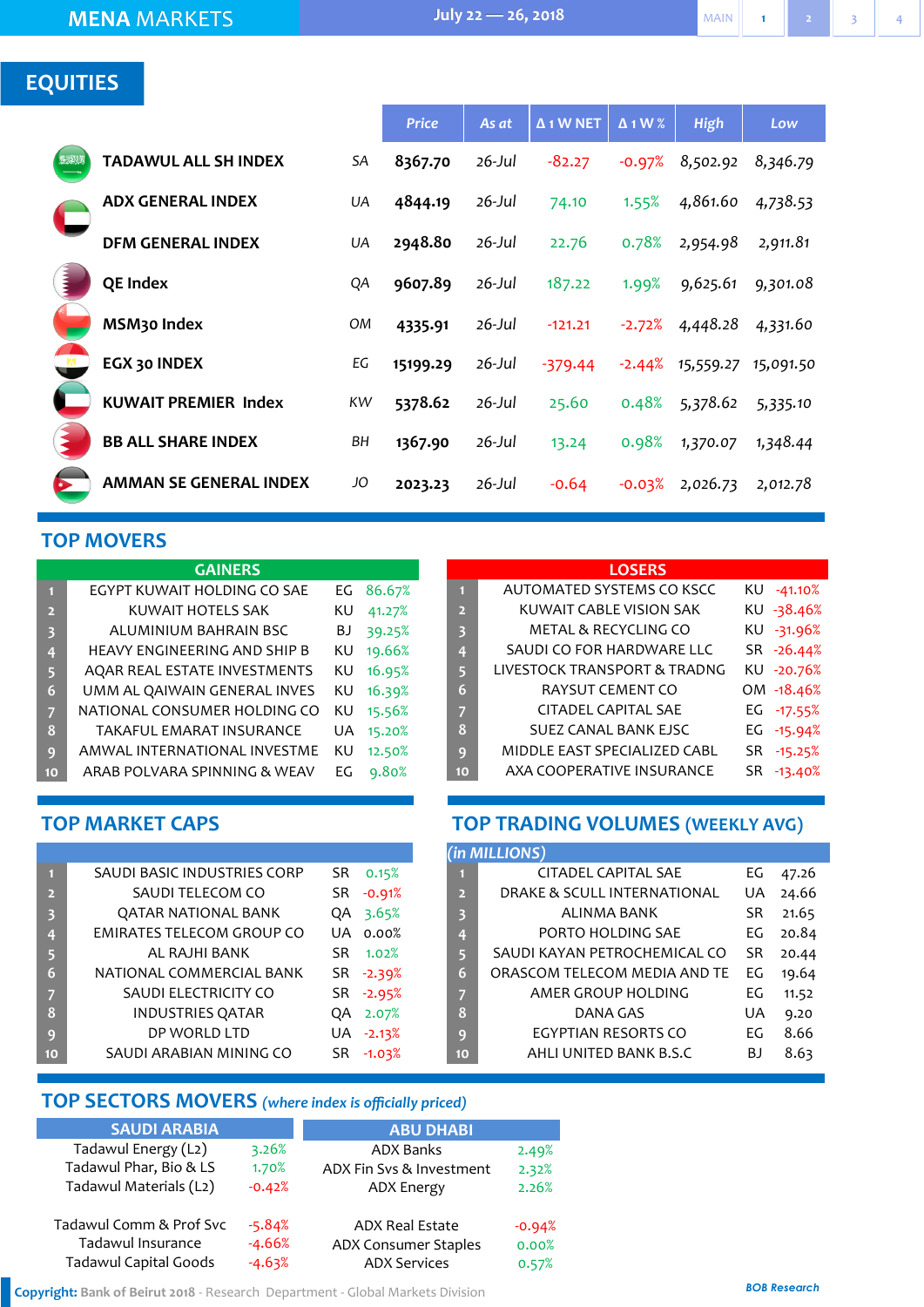# MENA MARKETS

July 22 — 26, 2018

## EQUITIES

| | | Price | As at | Δ 1 W NET | Δ 1 W % | High | Low |
|---|---|---|---|---|---|---|---|
| TADAWUL ALL SH INDEX | SA | 8367.70 | 26-Jul | -82.27 | -0.97% | 8,502.92 | 8,346.79 |
| ADX GENERAL INDEX | UA | 4844.19 | 26-Jul | 74.10 | 1.55% | 4,861.60 | 4,738.53 |
| DFM GENERAL INDEX | UA | 2948.80 | 26-Jul | 22.76 | 0.78% | 2,954.98 | 2,911.81 |
| QE Index | QA | 9607.89 | 26-Jul | 187.22 | 1.99% | 9,625.61 | 9,301.08 |
| MSM30 Index | OM | 4335.91 | 26-Jul | -121.21 | -2.72% | 4,448.28 | 4,331.60 |
| EGX 30 INDEX | EG | 15199.29 | 26-Jul | -379.44 | -2.44% | 15,559.27 | 15,091.50 |
| KUWAIT PREMIER Index | KW | 5378.62 | 26-Jul | 25.60 | 0.48% | 5,378.62 | 5,335.10 |
| BB ALL SHARE INDEX | BH | 1367.90 | 26-Jul | 13.24 | 0.98% | 1,370.07 | 1,348.44 |
| AMMAN SE GENERAL INDEX | JO | 2023.23 | 26-Jul | -0.64 | -0.03% | 2,026.73 | 2,012.78 |

## TOP MOVERS

| | GAINERS | | |
|---|---|---|---|
| 1 | EGYPT KUWAIT HOLDING CO SAE | EG | 86.67% |
| 2 | KUWAIT HOTELS SAK | KU | 41.27% |
| 3 | ALUMINIUM BAHRAIN BSC | BJ | 39.25% |
| 4 | HEAVY ENGINEERING AND SHIP B | KU | 19.66% |
| 5 | AQAR REAL ESTATE INVESTMENTS | KU | 16.95% |
| 6 | UMM AL QAIWAIN GENERAL INVES | KU | 16.39% |
| 7 | NATIONAL CONSUMER HOLDING CO | KU | 15.56% |
| 8 | TAKAFUL EMARAT INSURANCE | UA | 15.20% |
| 9 | AMWAL INTERNATIONAL INVESTME | KU | 12.50% |
| 10 | ARAB POLVARA SPINNING & WEAV | EG | 9.80% |

| | LOSERS | | |
|---|---|---|---|
| 1 | AUTOMATED SYSTEMS CO KSCC | KU | -41.10% |
| 2 | KUWAIT CABLE VISION SAK | KU | -38.46% |
| 3 | METAL & RECYCLING CO | KU | -31.96% |
| 4 | SAUDI CO FOR HARDWARE LLC | SR | -26.44% |
| 5 | LIVESTOCK TRANSPORT & TRADNG | KU | -20.76% |
| 6 | RAYSUT CEMENT CO | OM | -18.46% |
| 7 | CITADEL CAPITAL SAE | EG | -17.55% |
| 8 | SUEZ CANAL BANK EJSC | EG | -15.94% |
| 9 | MIDDLE EAST SPECIALIZED CABL | SR | -15.25% |
| 10 | AXA COOPERATIVE INSURANCE | SR | -13.40% |

## TOP MARKET CAPS

| | | | |
|---|---|---|---|
| 1 | SAUDI BASIC INDUSTRIES CORP | SR | 0.15% |
| 2 | SAUDI TELECOM CO | SR | -0.91% |
| 3 | QATAR NATIONAL BANK | QA | 3.65% |
| 4 | EMIRATES TELECOM GROUP CO | UA | 0.00% |
| 5 | AL RAJHI BANK | SR | 1.02% |
| 6 | NATIONAL COMMERCIAL BANK | SR | -2.39% |
| 7 | SAUDI ELECTRICITY CO | SR | -2.95% |
| 8 | INDUSTRIES QATAR | QA | 2.07% |
| 9 | DP WORLD LTD | UA | -2.13% |
| 10 | SAUDI ARABIAN MINING CO | SR | -1.03% |

## TOP TRADING VOLUMES (WEEKLY AVG)

*(in MILLIONS)*

| | | | |
|---|---|---|---|
| 1 | CITADEL CAPITAL SAE | EG | 47.26 |
| 2 | DRAKE & SCULL INTERNATIONAL | UA | 24.66 |
| 3 | ALINMA BANK | SR | 21.65 |
| 4 | PORTO HOLDING SAE | EG | 20.84 |
| 5 | SAUDI KAYAN PETROCHEMICAL CO | SR | 20.44 |
| 6 | ORASCOM TELECOM MEDIA AND TE | EG | 19.64 |
| 7 | AMER GROUP HOLDING | EG | 11.52 |
| 8 | DANA GAS | UA | 9.20 |
| 9 | EGYPTIAN RESORTS CO | EG | 8.66 |
| 10 | AHLI UNITED BANK B.S.C | BJ | 8.63 |

## TOP SECTORS MOVERS *(where index is officially priced)*

| SAUDI ARABIA | |
|---|---|
| Tadawul Energy (L2) | 3.26% |
| Tadawul Phar, Bio & LS | 1.70% |
| Tadawul Materials (L2) | -0.42% |
| | |
| Tadawul Comm & Prof Svc | -5.84% |
| Tadawul Insurance | -4.66% |
| Tadawul Capital Goods | -4.63% |

| ABU DHABI | |
|---|---|
| ADX Banks | 2.49% |
| ADX Fin Svs & Investment | 2.32% |
| ADX Energy | 2.26% |
| | |
| ADX Real Estate | -0.94% |
| ADX Consumer Staples | 0.00% |
| ADX Services | 0.57% |

**Copyright:** Bank of Beirut 2018 - Research Department - Global Markets Division

BOB Research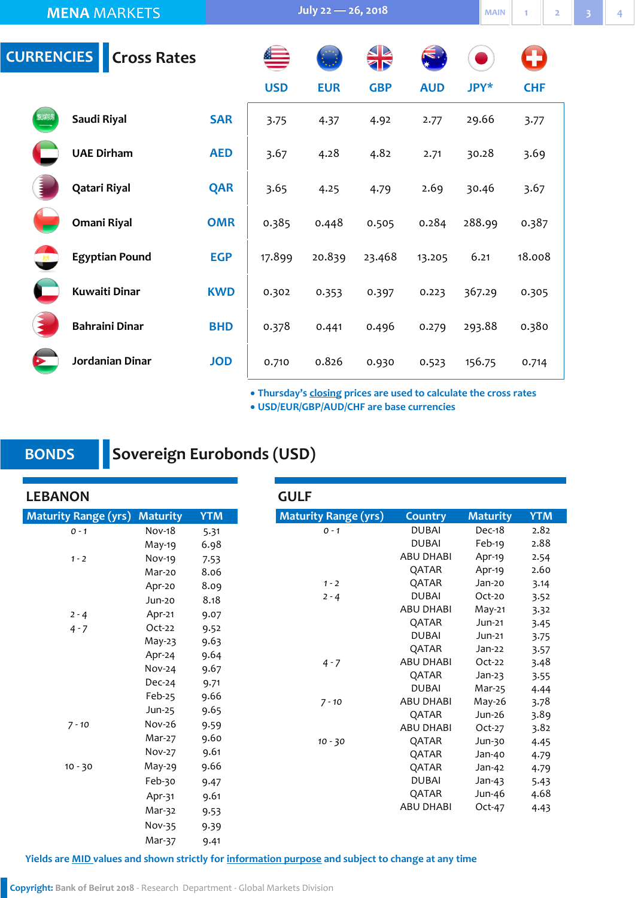# MENA MARKETS

July 22 — 26, 2018

## CURRENCIES — Cross Rates

| | | USD | EUR | GBP | AUD | JPY* | CHF |
|---|---|---|---|---|---|---|---|
| Saudi Riyal | SAR | 3.75 | 4.37 | 4.92 | 2.77 | 29.66 | 3.77 |
| UAE Dirham | AED | 3.67 | 4.28 | 4.82 | 2.71 | 30.28 | 3.69 |
| Qatari Riyal | QAR | 3.65 | 4.25 | 4.79 | 2.69 | 30.46 | 3.67 |
| Omani Riyal | OMR | 0.385 | 0.448 | 0.505 | 0.284 | 288.99 | 0.387 |
| Egyptian Pound | EGP | 17.899 | 20.839 | 23.468 | 13.205 | 6.21 | 18.008 |
| Kuwaiti Dinar | KWD | 0.302 | 0.353 | 0.397 | 0.223 | 367.29 | 0.305 |
| Bahraini Dinar | BHD | 0.378 | 0.441 | 0.496 | 0.279 | 293.88 | 0.380 |
| Jordanian Dinar | JOD | 0.710 | 0.826 | 0.930 | 0.523 | 156.75 | 0.714 |

- Thursday's closing prices are used to calculate the cross rates
- USD/EUR/GBP/AUD/CHF are base currencies

## BONDS — Sovereign Eurobonds (USD)

### LEBANON

| Maturity Range (yrs) | Maturity | YTM |
|---|---|---|
| 0 - 1 | Nov-18 | 5.31 |
| | May-19 | 6.98 |
| 1 - 2 | Nov-19 | 7.53 |
| | Mar-20 | 8.06 |
| | Apr-20 | 8.09 |
| | Jun-20 | 8.18 |
| 2 - 4 | Apr-21 | 9.07 |
| 4 - 7 | Oct-22 | 9.52 |
| | May-23 | 9.63 |
| | Apr-24 | 9.64 |
| | Nov-24 | 9.67 |
| | Dec-24 | 9.71 |
| | Feb-25 | 9.66 |
| | Jun-25 | 9.65 |
| 7 - 10 | Nov-26 | 9.59 |
| | Mar-27 | 9.60 |
| | Nov-27 | 9.61 |
| 10 - 30 | May-29 | 9.66 |
| | Feb-30 | 9.47 |
| | Apr-31 | 9.61 |
| | Mar-32 | 9.53 |
| | Nov-35 | 9.39 |
| | Mar-37 | 9.41 |

### GULF

| Maturity Range (yrs) | Country | Maturity | YTM |
|---|---|---|---|
| 0 - 1 | DUBAI | Dec-18 | 2.82 |
| | DUBAI | Feb-19 | 2.88 |
| | ABU DHABI | Apr-19 | 2.54 |
| | QATAR | Apr-19 | 2.60 |
| 1 - 2 | QATAR | Jan-20 | 3.14 |
| 2 - 4 | DUBAI | Oct-20 | 3.52 |
| | ABU DHABI | May-21 | 3.32 |
| | QATAR | Jun-21 | 3.45 |
| | DUBAI | Jun-21 | 3.75 |
| | QATAR | Jan-22 | 3.57 |
| 4 - 7 | ABU DHABI | Oct-22 | 3.48 |
| | QATAR | Jan-23 | 3.55 |
| | DUBAI | Mar-25 | 4.44 |
| 7 - 10 | ABU DHABI | May-26 | 3.78 |
| | QATAR | Jun-26 | 3.89 |
| | ABU DHABI | Oct-27 | 3.82 |
| 10 - 30 | QATAR | Jun-30 | 4.45 |
| | QATAR | Jan-40 | 4.79 |
| | QATAR | Jan-42 | 4.79 |
| | DUBAI | Jan-43 | 5.43 |
| | QATAR | Jun-46 | 4.68 |
| | ABU DHABI | Oct-47 | 4.43 |

Yields are MID values and shown strictly for information purpose and subject to change at any time

**Copyright:** Bank of Beirut 2018 - Research Department - Global Markets Division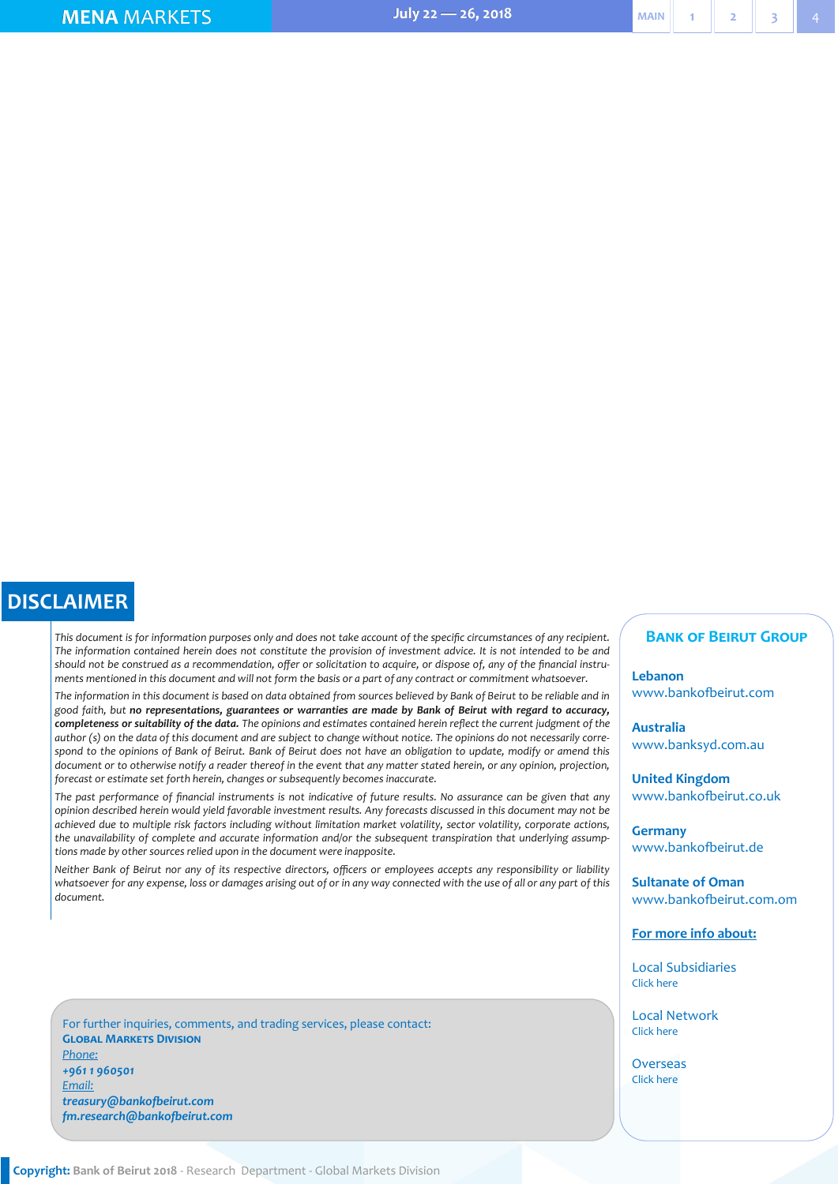# DISCLAIMER

*This document is for information purposes only and does not take account of the specific circumstances of any recipient. The information contained herein does not constitute the provision of investment advice. It is not intended to be and should not be construed as a recommendation, offer or solicitation to acquire, or dispose of, any of the financial instruments mentioned in this document and will not form the basis or a part of any contract or commitment whatsoever.*

*The information in this document is based on data obtained from sources believed by Bank of Beirut to be reliable and in good faith, but **no representations, guarantees or warranties are made by Bank of Beirut with regard to accuracy, completeness or suitability of the data.** The opinions and estimates contained herein reflect the current judgment of the author (s) on the data of this document and are subject to change without notice. The opinions do not necessarily correspond to the opinions of Bank of Beirut. Bank of Beirut does not have an obligation to update, modify or amend this document or to otherwise notify a reader thereof in the event that any matter stated herein, or any opinion, projection, forecast or estimate set forth herein, changes or subsequently becomes inaccurate.*

*The past performance of financial instruments is not indicative of future results. No assurance can be given that any opinion described herein would yield favorable investment results. Any forecasts discussed in this document may not be achieved due to multiple risk factors including without limitation market volatility, sector volatility, corporate actions, the unavailability of complete and accurate information and/or the subsequent transpiration that underlying assumptions made by other sources relied upon in the document were inapposite.*

*Neither Bank of Beirut nor any of its respective directors, officers or employees accepts any responsibility or liability whatsoever for any expense, loss or damages arising out of or in any way connected with the use of all or any part of this document.*

For further inquiries, comments, and trading services, please contact:
**GLOBAL MARKETS DIVISION**
*Phone:*
***+961 1 960501***
*Email:*
***treasury@bankofbeirut.com***
***fm.research@bankofbeirut.com***

## BANK OF BEIRUT GROUP

**Lebanon**
www.bankofbeirut.com

**Australia**
www.banksyd.com.au

**United Kingdom**
www.bankofbeirut.co.uk

**Germany**
www.bankofbeirut.de

**Sultanate of Oman**
www.bankofbeirut.com.om

**For more info about:**

Local Subsidiaries
Click here

Local Network
Click here

Overseas
Click here

**Copyright:** Bank of Beirut 2018 - Research Department - Global Markets Division